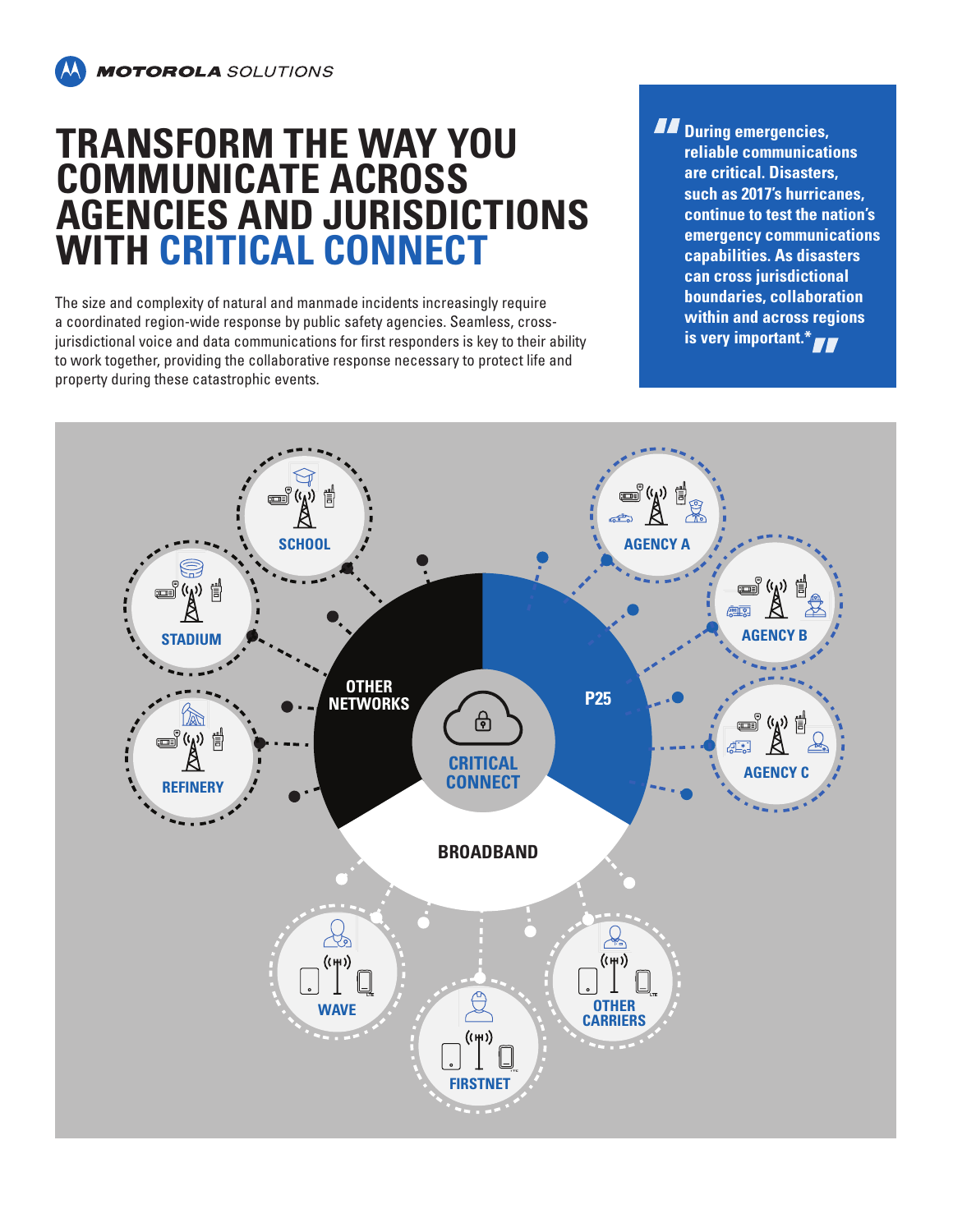MOTOROLA SOLUTIONS

# TRANSFORM THE WAY YOU COMMUNICATE ACROSS AGENCIES AND JURISDICTIONS WITH CRITICAL CONNECT

The size and complexity of natural and manmade incidents increasingly require a coordinated region-wide response by public safety agencies. Seamless, cross-jurisdictional voice and data communications for first responders is key to their ability to work together, providing the collaborative response necessary to protect life and property during these catastrophic events.

> **"During emergencies, reliable communications are critical. Disasters, such as 2017's hurricanes, continue to test the nation's emergency communications capabilities. As disasters can cross jurisdictional boundaries, collaboration within and across regions is very important.*"**

SCHOOL

STADIUM

REFINERY

OTHER NETWORKS

AGENCY A

AGENCY B

AGENCY C

P25

CRITICAL CONNECT

BROADBAND

WAVE

FIRSTNET

OTHER CARRIERS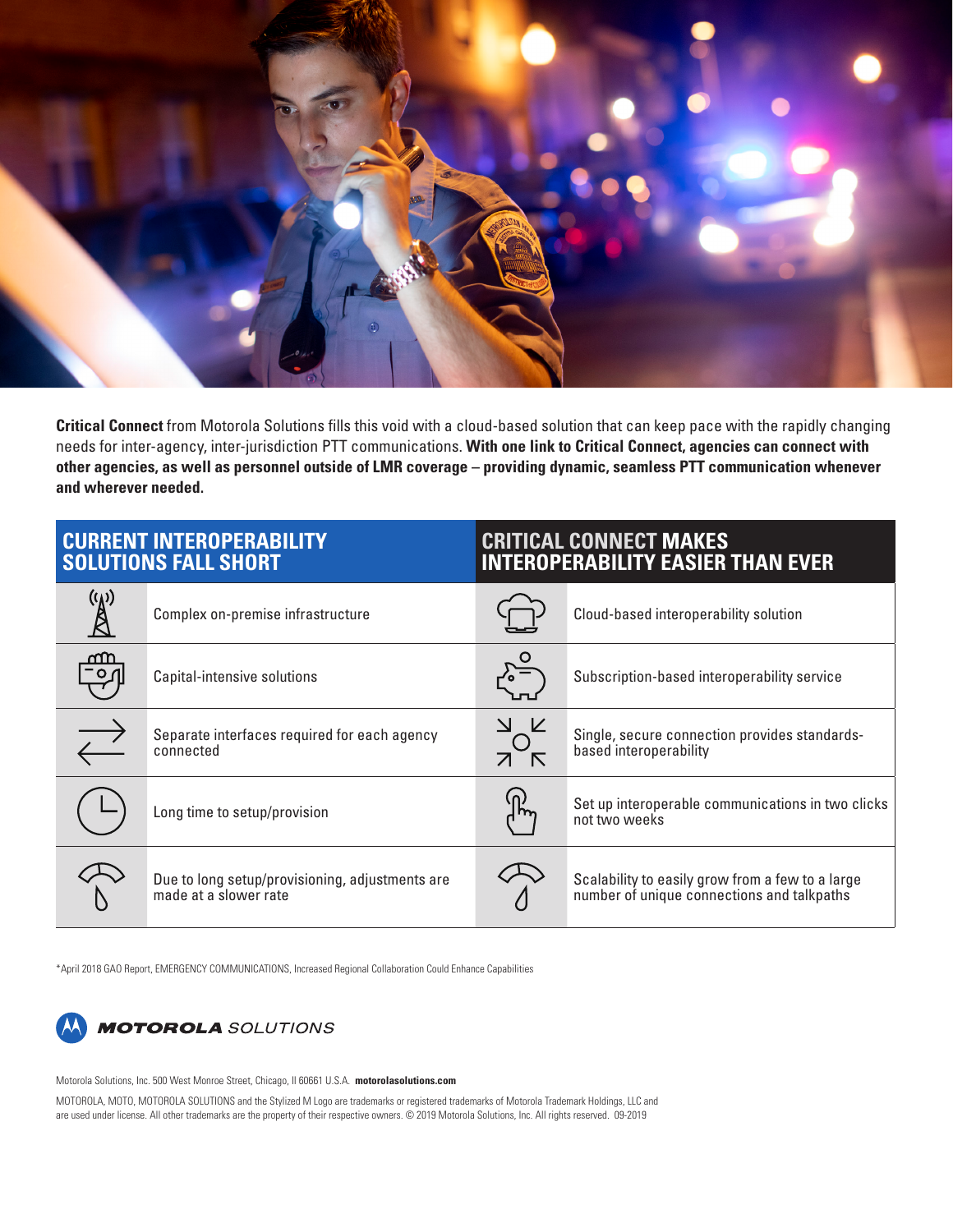**Critical Connect** from Motorola Solutions fills this void with a cloud-based solution that can keep pace with the rapidly changing needs for inter-agency, inter-jurisdiction PTT communications. **With one link to Critical Connect, agencies can connect with other agencies, as well as personnel outside of LMR coverage – providing dynamic, seamless PTT communication whenever and wherever needed.**

| CURRENT INTEROPERABILITY SOLUTIONS FALL SHORT | | CRITICAL CONNECT MAKES INTEROPERABILITY EASIER THAN EVER | |
|---|---|---|---|
| | Complex on-premise infrastructure | | Cloud-based interoperability solution |
| | Capital-intensive solutions | | Subscription-based interoperability service |
| | Separate interfaces required for each agency connected | | Single, secure connection provides standards-based interoperability |
| | Long time to setup/provision | | Set up interoperable communications in two clicks not two weeks |
| | Due to long setup/provisioning, adjustments are made at a slower rate | | Scalability to easily grow from a few to a large number of unique connections and talkpaths |

*April 2018 GAO Report, EMERGENCY COMMUNICATIONS, Increased Regional Collaboration Could Enhance Capabilities

MOTOROLA SOLUTIONS

Motorola Solutions, Inc. 500 West Monroe Street, Chicago, Il 60661 U.S.A. **motorolasolutions.com**

MOTOROLA, MOTO, MOTOROLA SOLUTIONS and the Stylized M Logo are trademarks or registered trademarks of Motorola Trademark Holdings, LLC and are used under license. All other trademarks are the property of their respective owners. © 2019 Motorola Solutions, Inc. All rights reserved. 09-2019